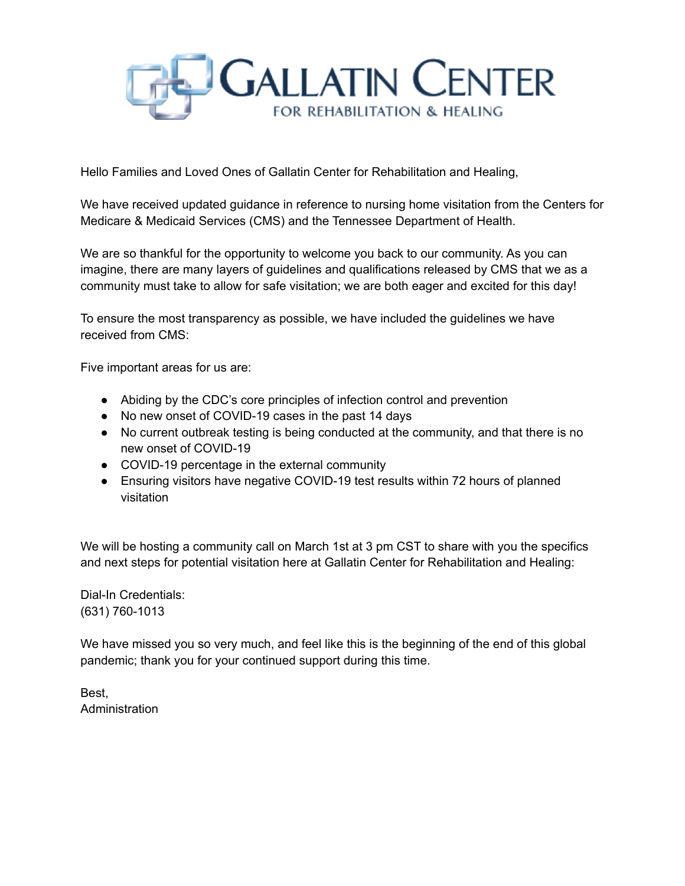# GALLATIN CENTER
## FOR REHABILITATION & HEALING

Hello Families and Loved Ones of Gallatin Center for Rehabilitation and Healing,

We have received updated guidance in reference to nursing home visitation from the Centers for Medicare & Medicaid Services (CMS) and the Tennessee Department of Health.

We are so thankful for the opportunity to welcome you back to our community. As you can imagine, there are many layers of guidelines and qualifications released by CMS that we as a community must take to allow for safe visitation; we are both eager and excited for this day!

To ensure the most transparency as possible, we have included the guidelines we have received from CMS:

Five important areas for us are:

- Abiding by the CDC's core principles of infection control and prevention
- No new onset of COVID-19 cases in the past 14 days
- No current outbreak testing is being conducted at the community, and that there is no new onset of COVID-19
- COVID-19 percentage in the external community
- Ensuring visitors have negative COVID-19 test results within 72 hours of planned visitation

We will be hosting a community call on March 1st at 3 pm CST to share with you the specifics and next steps for potential visitation here at Gallatin Center for Rehabilitation and Healing:

Dial-In Credentials:
(631) 760-1013

We have missed you so very much, and feel like this is the beginning of the end of this global pandemic; thank you for your continued support during this time.

Best,
Administration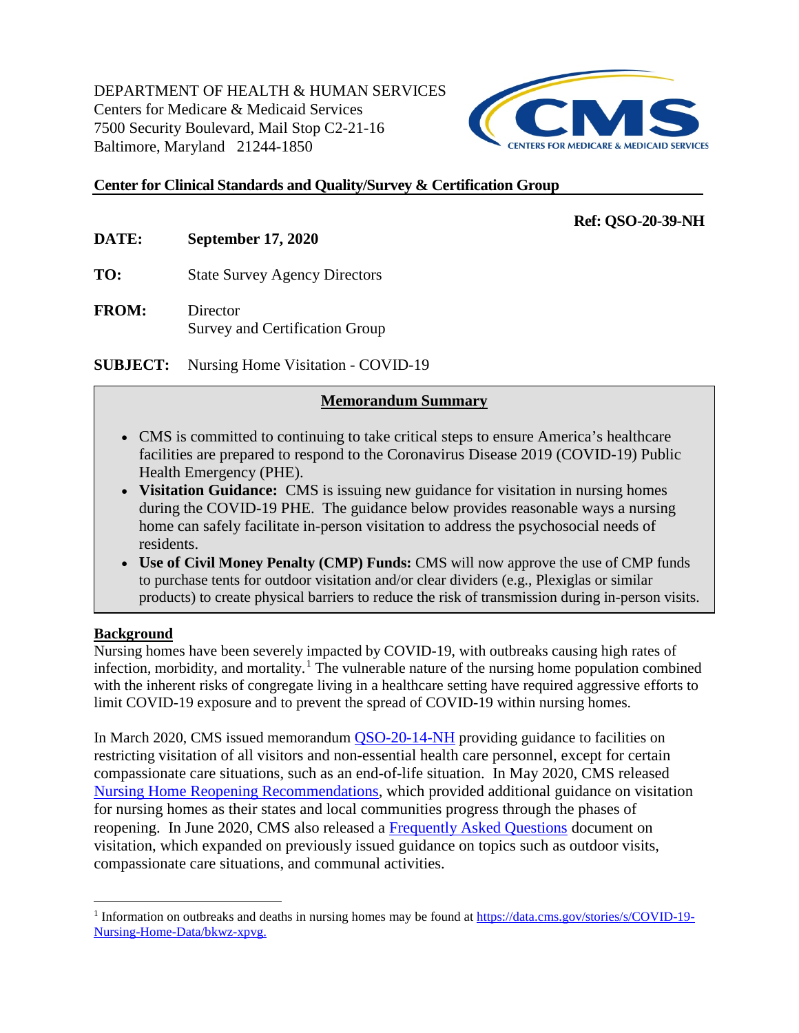DEPARTMENT OF HEALTH & HUMAN SERVICES
Centers for Medicare & Medicaid Services
7500 Security Boulevard, Mail Stop C2-21-16
Baltimore, Maryland 21244-1850

CMS
CENTERS FOR MEDICARE & MEDICAID SERVICES

**Center for Clinical Standards and Quality/Survey & Certification Group**

**Ref: QSO-20-39-NH**

**DATE:** **September 17, 2020**

**TO:** State Survey Agency Directors

**FROM:** Director
Survey and Certification Group

**SUBJECT:** Nursing Home Visitation - COVID-19

## Memorandum Summary

- CMS is committed to continuing to take critical steps to ensure America's healthcare facilities are prepared to respond to the Coronavirus Disease 2019 (COVID-19) Public Health Emergency (PHE).
- **Visitation Guidance:** CMS is issuing new guidance for visitation in nursing homes during the COVID-19 PHE. The guidance below provides reasonable ways a nursing home can safely facilitate in-person visitation to address the psychosocial needs of residents.
- **Use of Civil Money Penalty (CMP) Funds:** CMS will now approve the use of CMP funds to purchase tents for outdoor visitation and/or clear dividers (e.g., Plexiglas or similar products) to create physical barriers to reduce the risk of transmission during in-person visits.

## Background

Nursing homes have been severely impacted by COVID-19, with outbreaks causing high rates of infection, morbidity, and mortality.[1] The vulnerable nature of the nursing home population combined with the inherent risks of congregate living in a healthcare setting have required aggressive efforts to limit COVID-19 exposure and to prevent the spread of COVID-19 within nursing homes.

In March 2020, CMS issued memorandum QSO-20-14-NH providing guidance to facilities on restricting visitation of all visitors and non-essential health care personnel, except for certain compassionate care situations, such as an end-of-life situation. In May 2020, CMS released Nursing Home Reopening Recommendations, which provided additional guidance on visitation for nursing homes as their states and local communities progress through the phases of reopening. In June 2020, CMS also released a Frequently Asked Questions document on visitation, which expanded on previously issued guidance on topics such as outdoor visits, compassionate care situations, and communal activities.

[1] Information on outbreaks and deaths in nursing homes may be found at https://data.cms.gov/stories/s/COVID-19-Nursing-Home-Data/bkwz-xpvg.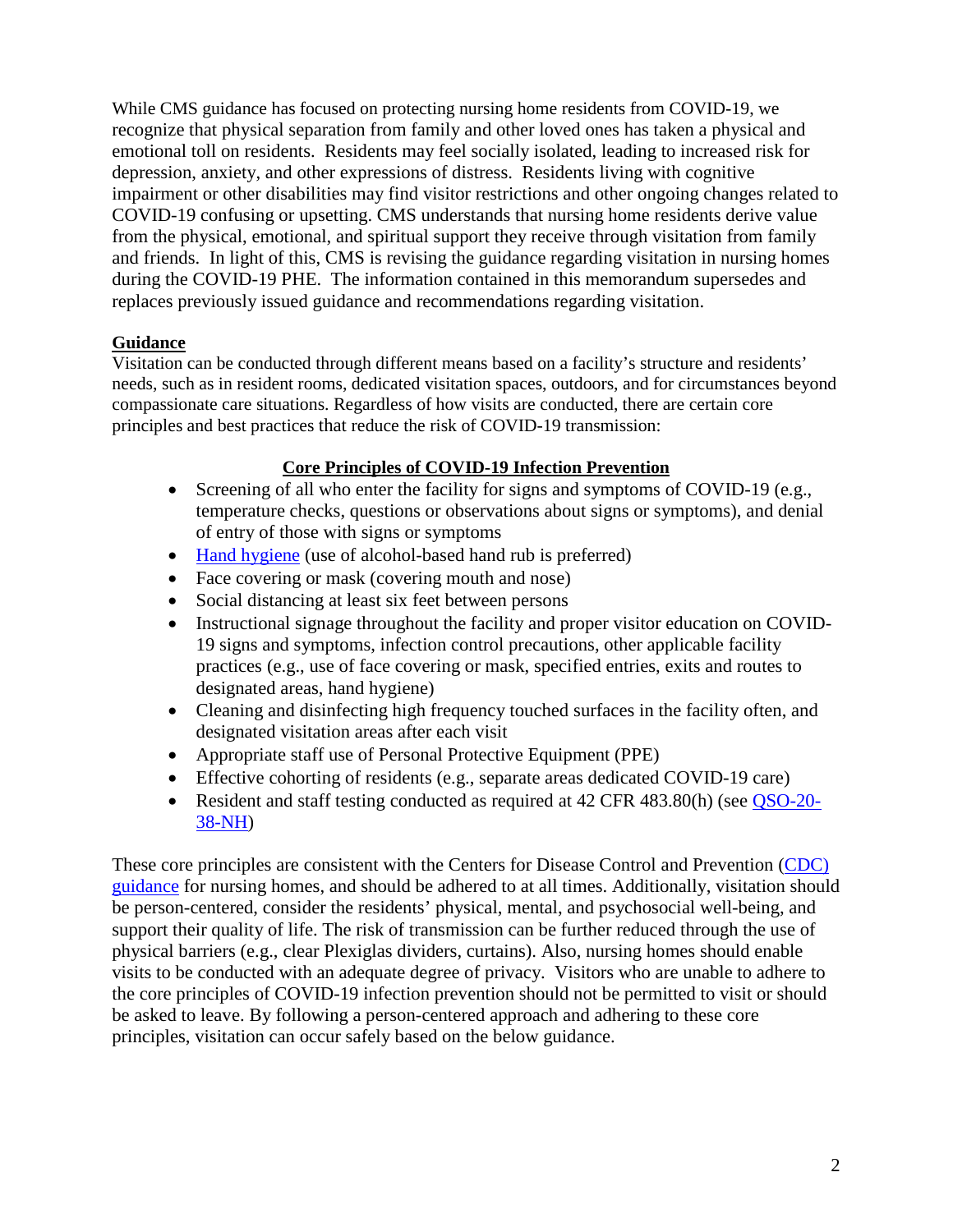While CMS guidance has focused on protecting nursing home residents from COVID-19, we recognize that physical separation from family and other loved ones has taken a physical and emotional toll on residents. Residents may feel socially isolated, leading to increased risk for depression, anxiety, and other expressions of distress. Residents living with cognitive impairment or other disabilities may find visitor restrictions and other ongoing changes related to COVID-19 confusing or upsetting. CMS understands that nursing home residents derive value from the physical, emotional, and spiritual support they receive through visitation from family and friends. In light of this, CMS is revising the guidance regarding visitation in nursing homes during the COVID-19 PHE. The information contained in this memorandum supersedes and replaces previously issued guidance and recommendations regarding visitation.

**Guidance**

Visitation can be conducted through different means based on a facility's structure and residents' needs, such as in resident rooms, dedicated visitation spaces, outdoors, and for circumstances beyond compassionate care situations. Regardless of how visits are conducted, there are certain core principles and best practices that reduce the risk of COVID-19 transmission:

**Core Principles of COVID-19 Infection Prevention**

- Screening of all who enter the facility for signs and symptoms of COVID-19 (e.g., temperature checks, questions or observations about signs or symptoms), and denial of entry of those with signs or symptoms
- Hand hygiene (use of alcohol-based hand rub is preferred)
- Face covering or mask (covering mouth and nose)
- Social distancing at least six feet between persons
- Instructional signage throughout the facility and proper visitor education on COVID-19 signs and symptoms, infection control precautions, other applicable facility practices (e.g., use of face covering or mask, specified entries, exits and routes to designated areas, hand hygiene)
- Cleaning and disinfecting high frequency touched surfaces in the facility often, and designated visitation areas after each visit
- Appropriate staff use of Personal Protective Equipment (PPE)
- Effective cohorting of residents (e.g., separate areas dedicated COVID-19 care)
- Resident and staff testing conducted as required at 42 CFR 483.80(h) (see QSO-20-38-NH)

These core principles are consistent with the Centers for Disease Control and Prevention (CDC) guidance for nursing homes, and should be adhered to at all times. Additionally, visitation should be person-centered, consider the residents' physical, mental, and psychosocial well-being, and support their quality of life. The risk of transmission can be further reduced through the use of physical barriers (e.g., clear Plexiglas dividers, curtains). Also, nursing homes should enable visits to be conducted with an adequate degree of privacy. Visitors who are unable to adhere to the core principles of COVID-19 infection prevention should not be permitted to visit or should be asked to leave. By following a person-centered approach and adhering to these core principles, visitation can occur safely based on the below guidance.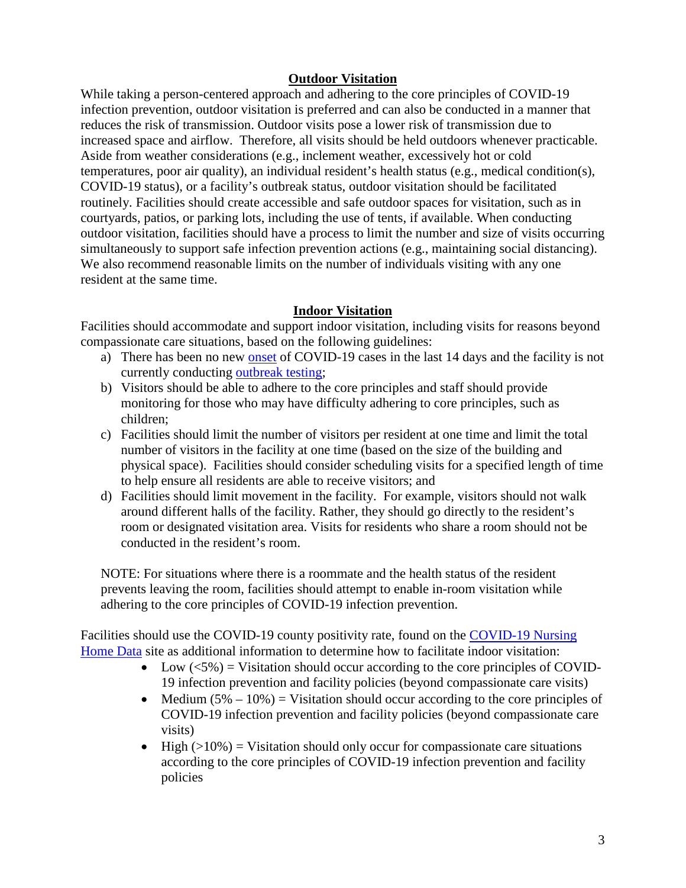## Outdoor Visitation

While taking a person-centered approach and adhering to the core principles of COVID-19 infection prevention, outdoor visitation is preferred and can also be conducted in a manner that reduces the risk of transmission. Outdoor visits pose a lower risk of transmission due to increased space and airflow. Therefore, all visits should be held outdoors whenever practicable. Aside from weather considerations (e.g., inclement weather, excessively hot or cold temperatures, poor air quality), an individual resident's health status (e.g., medical condition(s), COVID-19 status), or a facility's outbreak status, outdoor visitation should be facilitated routinely. Facilities should create accessible and safe outdoor spaces for visitation, such as in courtyards, patios, or parking lots, including the use of tents, if available. When conducting outdoor visitation, facilities should have a process to limit the number and size of visits occurring simultaneously to support safe infection prevention actions (e.g., maintaining social distancing). We also recommend reasonable limits on the number of individuals visiting with any one resident at the same time.

## Indoor Visitation

Facilities should accommodate and support indoor visitation, including visits for reasons beyond compassionate care situations, based on the following guidelines:

a) There has been no new onset of COVID-19 cases in the last 14 days and the facility is not currently conducting outbreak testing;
b) Visitors should be able to adhere to the core principles and staff should provide monitoring for those who may have difficulty adhering to core principles, such as children;
c) Facilities should limit the number of visitors per resident at one time and limit the total number of visitors in the facility at one time (based on the size of the building and physical space). Facilities should consider scheduling visits for a specified length of time to help ensure all residents are able to receive visitors; and
d) Facilities should limit movement in the facility. For example, visitors should not walk around different halls of the facility. Rather, they should go directly to the resident's room or designated visitation area. Visits for residents who share a room should not be conducted in the resident's room.

NOTE: For situations where there is a roommate and the health status of the resident prevents leaving the room, facilities should attempt to enable in-room visitation while adhering to the core principles of COVID-19 infection prevention.

Facilities should use the COVID-19 county positivity rate, found on the COVID-19 Nursing Home Data site as additional information to determine how to facilitate indoor visitation:

- Low (<5%) = Visitation should occur according to the core principles of COVID-19 infection prevention and facility policies (beyond compassionate care visits)
- Medium (5% – 10%) = Visitation should occur according to the core principles of COVID-19 infection prevention and facility policies (beyond compassionate care visits)
- High (>10%) = Visitation should only occur for compassionate care situations according to the core principles of COVID-19 infection prevention and facility policies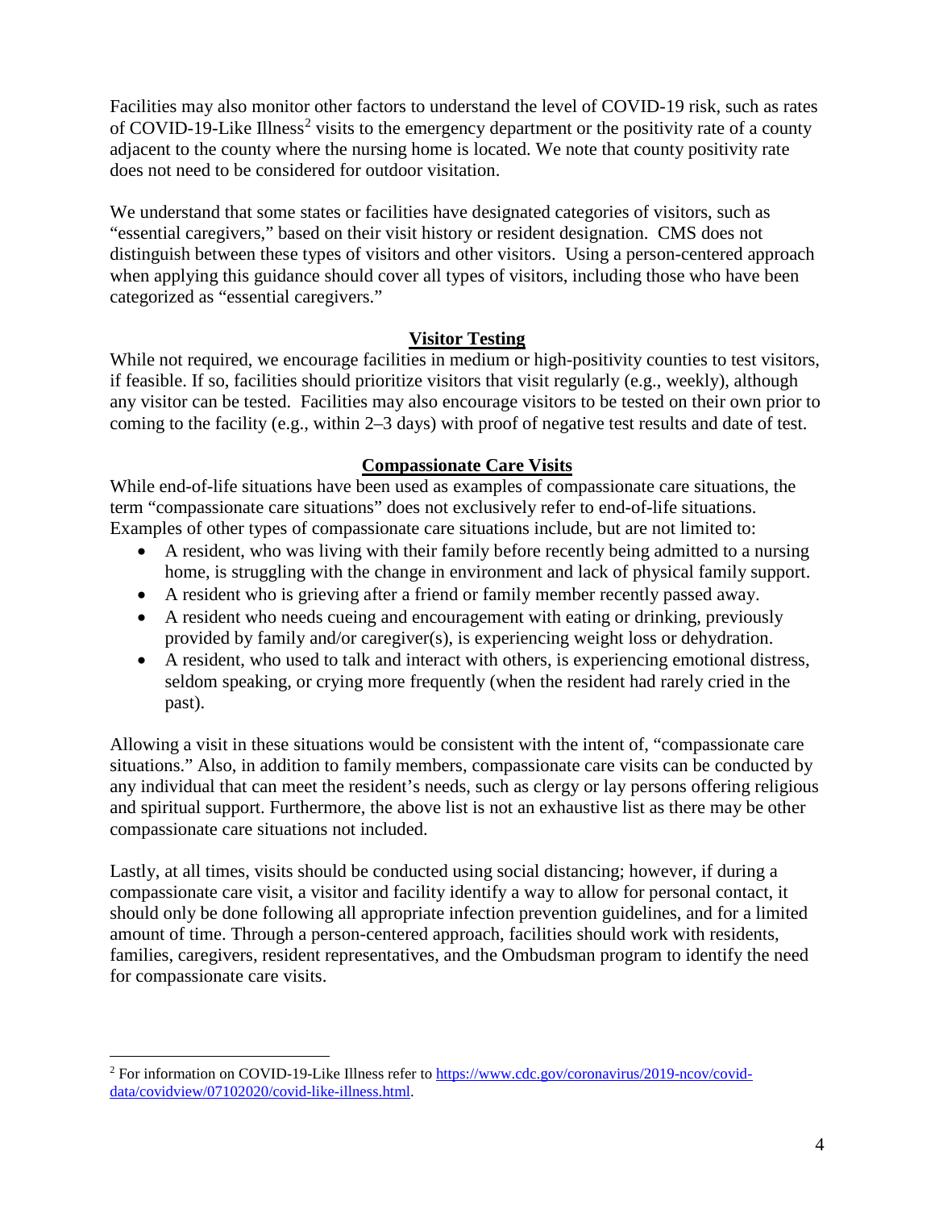Facilities may also monitor other factors to understand the level of COVID-19 risk, such as rates of COVID-19-Like Illness[2] visits to the emergency department or the positivity rate of a county adjacent to the county where the nursing home is located. We note that county positivity rate does not need to be considered for outdoor visitation.

We understand that some states or facilities have designated categories of visitors, such as "essential caregivers," based on their visit history or resident designation. CMS does not distinguish between these types of visitors and other visitors. Using a person-centered approach when applying this guidance should cover all types of visitors, including those who have been categorized as "essential caregivers."

## Visitor Testing

While not required, we encourage facilities in medium or high-positivity counties to test visitors, if feasible. If so, facilities should prioritize visitors that visit regularly (e.g., weekly), although any visitor can be tested. Facilities may also encourage visitors to be tested on their own prior to coming to the facility (e.g., within 2–3 days) with proof of negative test results and date of test.

## Compassionate Care Visits

While end-of-life situations have been used as examples of compassionate care situations, the term "compassionate care situations" does not exclusively refer to end-of-life situations. Examples of other types of compassionate care situations include, but are not limited to:

- A resident, who was living with their family before recently being admitted to a nursing home, is struggling with the change in environment and lack of physical family support.
- A resident who is grieving after a friend or family member recently passed away.
- A resident who needs cueing and encouragement with eating or drinking, previously provided by family and/or caregiver(s), is experiencing weight loss or dehydration.
- A resident, who used to talk and interact with others, is experiencing emotional distress, seldom speaking, or crying more frequently (when the resident had rarely cried in the past).

Allowing a visit in these situations would be consistent with the intent of, "compassionate care situations." Also, in addition to family members, compassionate care visits can be conducted by any individual that can meet the resident's needs, such as clergy or lay persons offering religious and spiritual support. Furthermore, the above list is not an exhaustive list as there may be other compassionate care situations not included.

Lastly, at all times, visits should be conducted using social distancing; however, if during a compassionate care visit, a visitor and facility identify a way to allow for personal contact, it should only be done following all appropriate infection prevention guidelines, and for a limited amount of time. Through a person-centered approach, facilities should work with residents, families, caregivers, resident representatives, and the Ombudsman program to identify the need for compassionate care visits.

---

[2] For information on COVID-19-Like Illness refer to [https://www.cdc.gov/coronavirus/2019-ncov/covid-data/covidview/07102020/covid-like-illness.html](https://www.cdc.gov/coronavirus/2019-ncov/covid-data/covidview/07102020/covid-like-illness.html).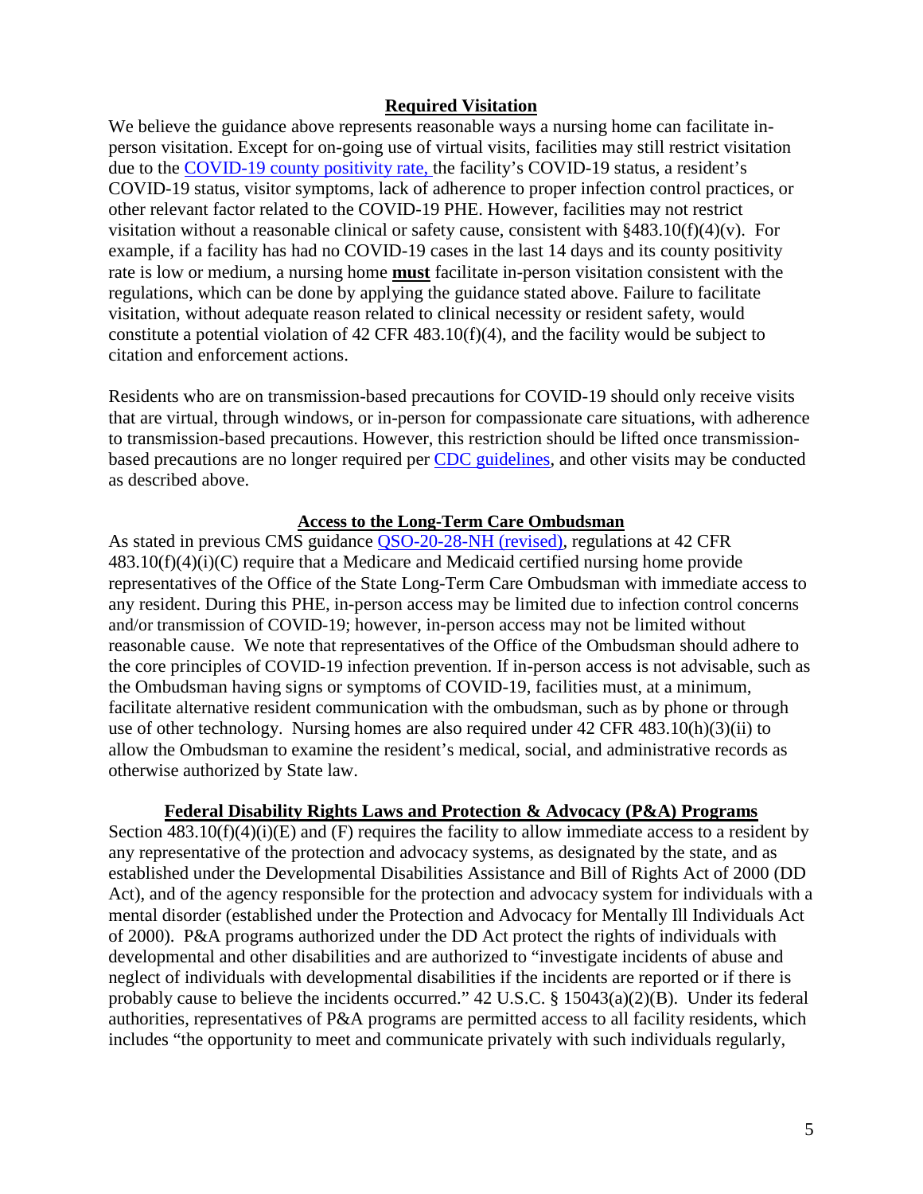## Required Visitation

We believe the guidance above represents reasonable ways a nursing home can facilitate in-person visitation. Except for on-going use of virtual visits, facilities may still restrict visitation due to the [COVID-19 county positivity rate,](#) the facility's COVID-19 status, a resident's COVID-19 status, visitor symptoms, lack of adherence to proper infection control practices, or other relevant factor related to the COVID-19 PHE. However, facilities may not restrict visitation without a reasonable clinical or safety cause, consistent with §483.10(f)(4)(v). For example, if a facility has had no COVID-19 cases in the last 14 days and its county positivity rate is low or medium, a nursing home **must** facilitate in-person visitation consistent with the regulations, which can be done by applying the guidance stated above. Failure to facilitate visitation, without adequate reason related to clinical necessity or resident safety, would constitute a potential violation of 42 CFR 483.10(f)(4), and the facility would be subject to citation and enforcement actions.

Residents who are on transmission-based precautions for COVID-19 should only receive visits that are virtual, through windows, or in-person for compassionate care situations, with adherence to transmission-based precautions. However, this restriction should be lifted once transmission-based precautions are no longer required per [CDC guidelines](#), and other visits may be conducted as described above.

## Access to the Long-Term Care Ombudsman

As stated in previous CMS guidance [QSO-20-28-NH (revised)](#), regulations at 42 CFR 483.10(f)(4)(i)(C) require that a Medicare and Medicaid certified nursing home provide representatives of the Office of the State Long-Term Care Ombudsman with immediate access to any resident. During this PHE, in-person access may be limited due to infection control concerns and/or transmission of COVID-19; however, in-person access may not be limited without reasonable cause. We note that representatives of the Office of the Ombudsman should adhere to the core principles of COVID-19 infection prevention. If in-person access is not advisable, such as the Ombudsman having signs or symptoms of COVID-19, facilities must, at a minimum, facilitate alternative resident communication with the ombudsman, such as by phone or through use of other technology. Nursing homes are also required under 42 CFR 483.10(h)(3)(ii) to allow the Ombudsman to examine the resident's medical, social, and administrative records as otherwise authorized by State law.

## Federal Disability Rights Laws and Protection & Advocacy (P&A) Programs

Section 483.10(f)(4)(i)(E) and (F) requires the facility to allow immediate access to a resident by any representative of the protection and advocacy systems, as designated by the state, and as established under the Developmental Disabilities Assistance and Bill of Rights Act of 2000 (DD Act), and of the agency responsible for the protection and advocacy system for individuals with a mental disorder (established under the Protection and Advocacy for Mentally Ill Individuals Act of 2000). P&A programs authorized under the DD Act protect the rights of individuals with developmental and other disabilities and are authorized to "investigate incidents of abuse and neglect of individuals with developmental disabilities if the incidents are reported or if there is probably cause to believe the incidents occurred." 42 U.S.C. § 15043(a)(2)(B). Under its federal authorities, representatives of P&A programs are permitted access to all facility residents, which includes "the opportunity to meet and communicate privately with such individuals regularly,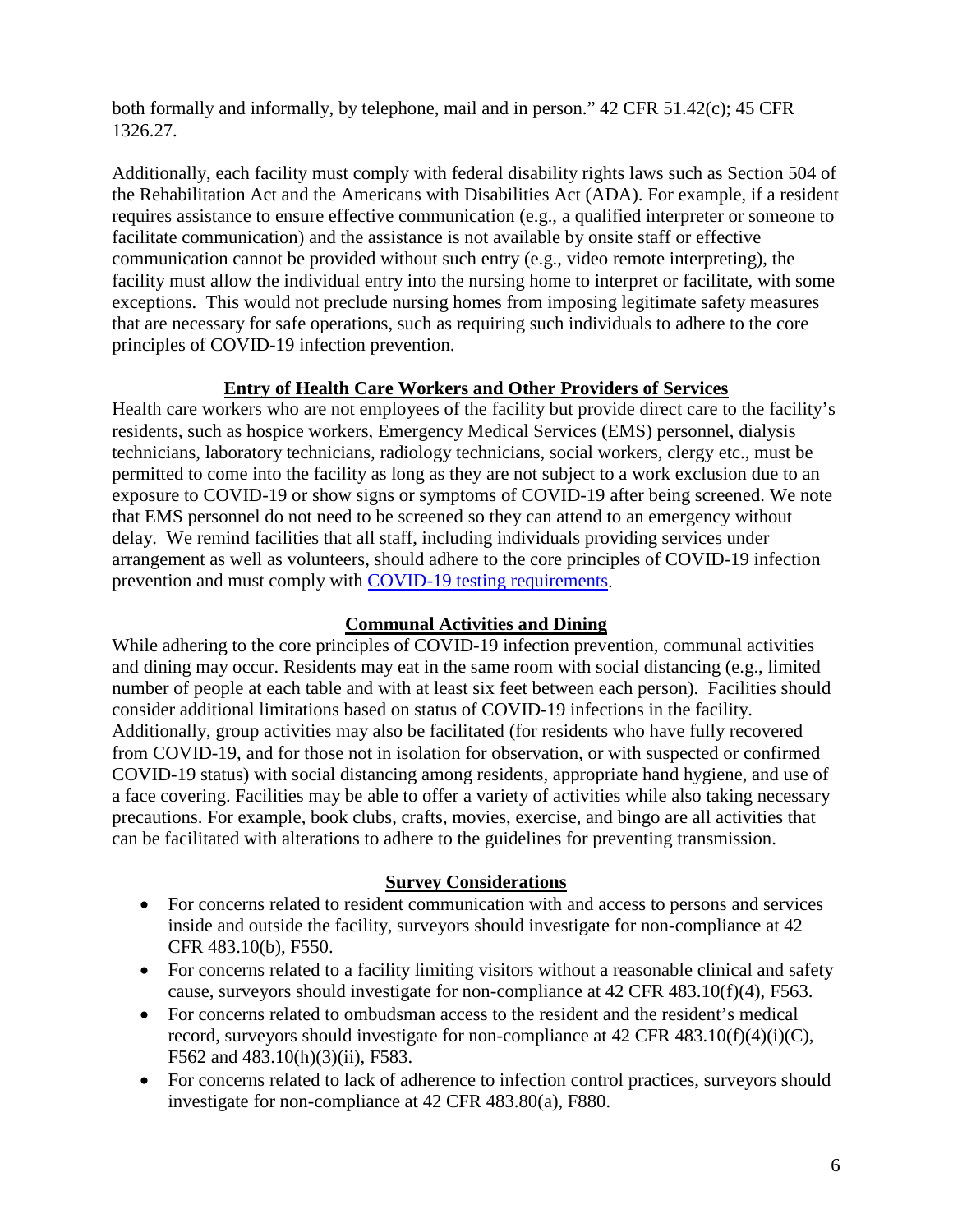both formally and informally, by telephone, mail and in person." 42 CFR 51.42(c); 45 CFR 1326.27.

Additionally, each facility must comply with federal disability rights laws such as Section 504 of the Rehabilitation Act and the Americans with Disabilities Act (ADA). For example, if a resident requires assistance to ensure effective communication (e.g., a qualified interpreter or someone to facilitate communication) and the assistance is not available by onsite staff or effective communication cannot be provided without such entry (e.g., video remote interpreting), the facility must allow the individual entry into the nursing home to interpret or facilitate, with some exceptions. This would not preclude nursing homes from imposing legitimate safety measures that are necessary for safe operations, such as requiring such individuals to adhere to the core principles of COVID-19 infection prevention.

## Entry of Health Care Workers and Other Providers of Services

Health care workers who are not employees of the facility but provide direct care to the facility's residents, such as hospice workers, Emergency Medical Services (EMS) personnel, dialysis technicians, laboratory technicians, radiology technicians, social workers, clergy etc., must be permitted to come into the facility as long as they are not subject to a work exclusion due to an exposure to COVID-19 or show signs or symptoms of COVID-19 after being screened. We note that EMS personnel do not need to be screened so they can attend to an emergency without delay. We remind facilities that all staff, including individuals providing services under arrangement as well as volunteers, should adhere to the core principles of COVID-19 infection prevention and must comply with [COVID-19 testing requirements](COVID-19 testing requirements).

## Communal Activities and Dining

While adhering to the core principles of COVID-19 infection prevention, communal activities and dining may occur. Residents may eat in the same room with social distancing (e.g., limited number of people at each table and with at least six feet between each person). Facilities should consider additional limitations based on status of COVID-19 infections in the facility. Additionally, group activities may also be facilitated (for residents who have fully recovered from COVID-19, and for those not in isolation for observation, or with suspected or confirmed COVID-19 status) with social distancing among residents, appropriate hand hygiene, and use of a face covering. Facilities may be able to offer a variety of activities while also taking necessary precautions. For example, book clubs, crafts, movies, exercise, and bingo are all activities that can be facilitated with alterations to adhere to the guidelines for preventing transmission.

## Survey Considerations

- For concerns related to resident communication with and access to persons and services inside and outside the facility, surveyors should investigate for non-compliance at 42 CFR 483.10(b), F550.
- For concerns related to a facility limiting visitors without a reasonable clinical and safety cause, surveyors should investigate for non-compliance at 42 CFR 483.10(f)(4), F563.
- For concerns related to ombudsman access to the resident and the resident's medical record, surveyors should investigate for non-compliance at 42 CFR 483.10(f)(4)(i)(C), F562 and 483.10(h)(3)(ii), F583.
- For concerns related to lack of adherence to infection control practices, surveyors should investigate for non-compliance at 42 CFR 483.80(a), F880.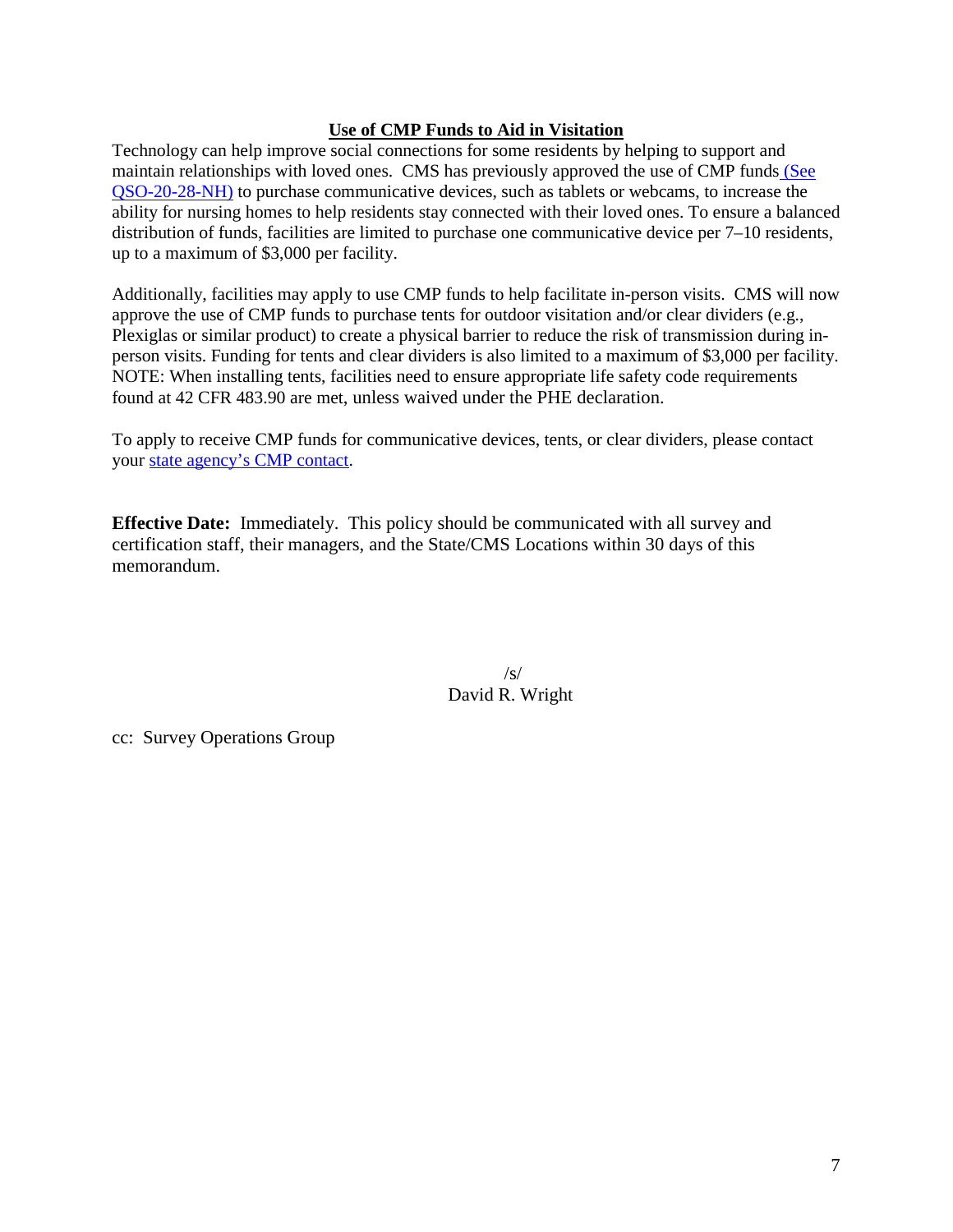## Use of CMP Funds to Aid in Visitation

Technology can help improve social connections for some residents by helping to support and maintain relationships with loved ones. CMS has previously approved the use of CMP funds (See QSO-20-28-NH) to purchase communicative devices, such as tablets or webcams, to increase the ability for nursing homes to help residents stay connected with their loved ones. To ensure a balanced distribution of funds, facilities are limited to purchase one communicative device per 7–10 residents, up to a maximum of $3,000 per facility.

Additionally, facilities may apply to use CMP funds to help facilitate in-person visits. CMS will now approve the use of CMP funds to purchase tents for outdoor visitation and/or clear dividers (e.g., Plexiglas or similar product) to create a physical barrier to reduce the risk of transmission during in-person visits. Funding for tents and clear dividers is also limited to a maximum of $3,000 per facility. NOTE: When installing tents, facilities need to ensure appropriate life safety code requirements found at 42 CFR 483.90 are met, unless waived under the PHE declaration.

To apply to receive CMP funds for communicative devices, tents, or clear dividers, please contact your state agency's CMP contact.

**Effective Date:** Immediately. This policy should be communicated with all survey and certification staff, their managers, and the State/CMS Locations within 30 days of this memorandum.

/s/
David R. Wright

cc: Survey Operations Group